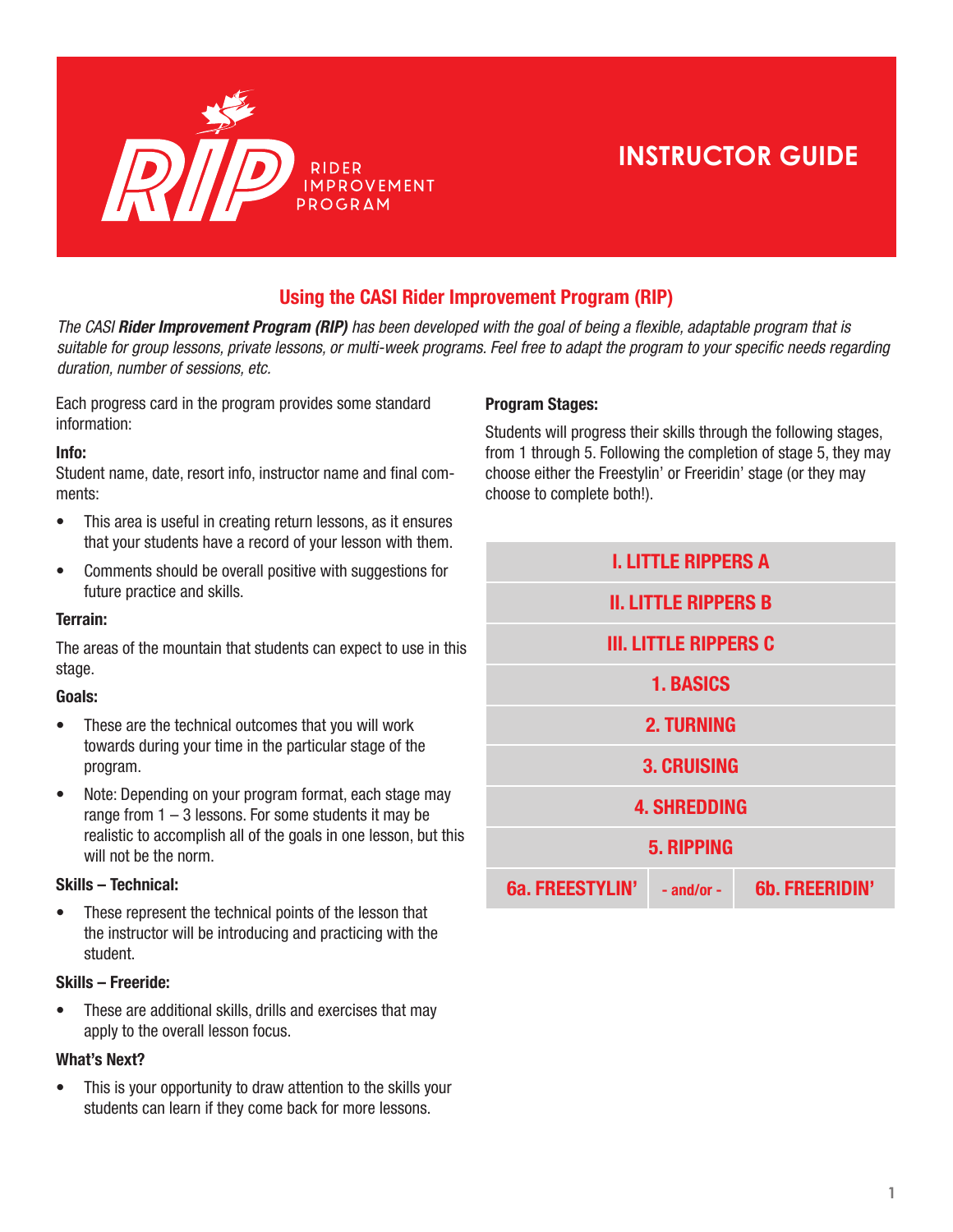# RIP RIDER IMPROVEMENT PROGRAM

# INSTRUCTOR GUIDE

## Using the CASI Rider Improvement Program (RIP)

*The CASI **Rider Improvement Program (RIP)** has been developed with the goal of being a flexible, adaptable program that is suitable for group lessons, private lessons, or multi-week programs. Feel free to adapt the program to your specific needs regarding duration, number of sessions, etc.*

Each progress card in the program provides some standard information:

**Info:**
Student name, date, resort info, instructor name and final comments:

- This area is useful in creating return lessons, as it ensures that your students have a record of your lesson with them.
- Comments should be overall positive with suggestions for future practice and skills.

**Terrain:**

The areas of the mountain that students can expect to use in this stage.

**Goals:**

- These are the technical outcomes that you will work towards during your time in the particular stage of the program.
- Note: Depending on your program format, each stage may range from 1 – 3 lessons. For some students it may be realistic to accomplish all of the goals in one lesson, but this will not be the norm.

**Skills – Technical:**

- These represent the technical points of the lesson that the instructor will be introducing and practicing with the student.

**Skills – Freeride:**

- These are additional skills, drills and exercises that may apply to the overall lesson focus.

**What's Next?**

- This is your opportunity to draw attention to the skills your students can learn if they come back for more lessons.

**Program Stages:**

Students will progress their skills through the following stages, from 1 through 5. Following the completion of stage 5, they may choose either the Freestylin' or Freeridin' stage (or they may choose to complete both!).

| Program Stages | | |
|---|---|---|
| I. LITTLE RIPPERS A | | |
| II. LITTLE RIPPERS B | | |
| III. LITTLE RIPPERS C | | |
| 1. BASICS | | |
| 2. TURNING | | |
| 3. CRUISING | | |
| 4. SHREDDING | | |
| 5. RIPPING | | |
| 6a. FREESTYLIN' | - and/or - | 6b. FREERIDIN' |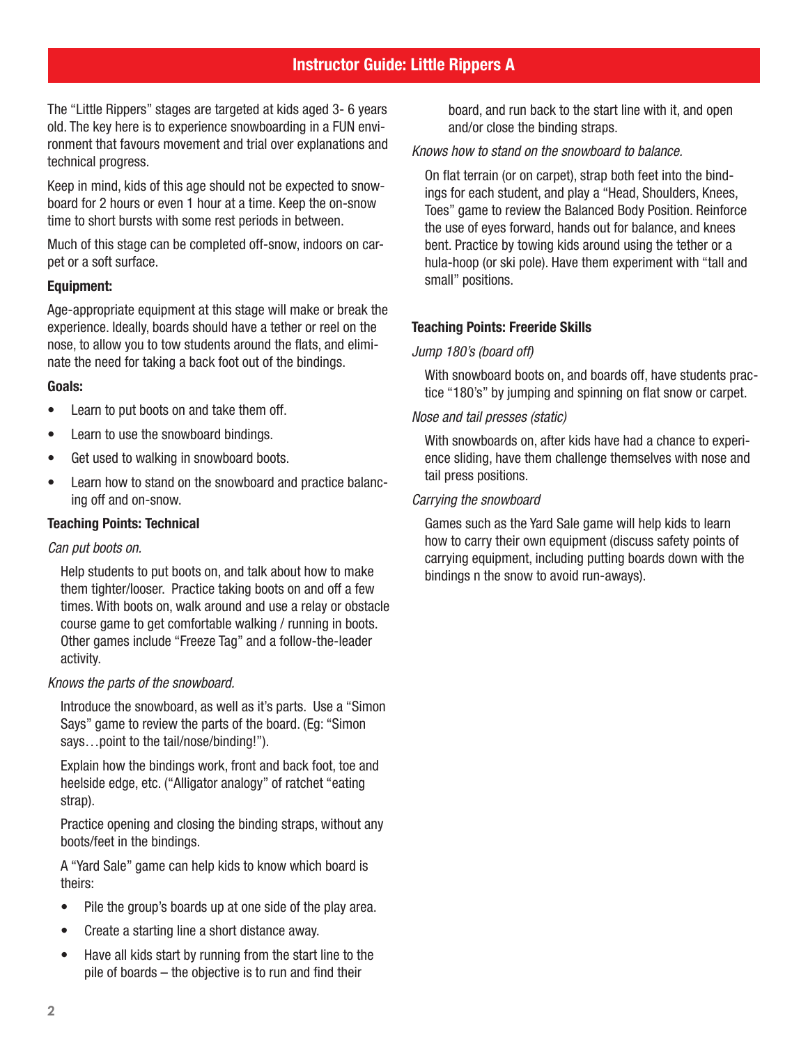# Instructor Guide: Little Rippers A

The "Little Rippers" stages are targeted at kids aged 3- 6 years old. The key here is to experience snowboarding in a FUN environment that favours movement and trial over explanations and technical progress.

Keep in mind, kids of this age should not be expected to snowboard for 2 hours or even 1 hour at a time. Keep the on-snow time to short bursts with some rest periods in between.

Much of this stage can be completed off-snow, indoors on carpet or a soft surface.

**Equipment:**

Age-appropriate equipment at this stage will make or break the experience. Ideally, boards should have a tether or reel on the nose, to allow you to tow students around the flats, and eliminate the need for taking a back foot out of the bindings.

**Goals:**

- Learn to put boots on and take them off.
- Learn to use the snowboard bindings.
- Get used to walking in snowboard boots.
- Learn how to stand on the snowboard and practice balancing off and on-snow.

**Teaching Points: Technical**

*Can put boots on.*

Help students to put boots on, and talk about how to make them tighter/looser. Practice taking boots on and off a few times. With boots on, walk around and use a relay or obstacle course game to get comfortable walking / running in boots. Other games include "Freeze Tag" and a follow-the-leader activity.

*Knows the parts of the snowboard.*

Introduce the snowboard, as well as it's parts. Use a "Simon Says" game to review the parts of the board. (Eg: "Simon says…point to the tail/nose/binding!").

Explain how the bindings work, front and back foot, toe and heelside edge, etc. ("Alligator analogy" of ratchet "eating strap).

Practice opening and closing the binding straps, without any boots/feet in the bindings.

A "Yard Sale" game can help kids to know which board is theirs:

- Pile the group's boards up at one side of the play area.
- Create a starting line a short distance away.
- Have all kids start by running from the start line to the pile of boards – the objective is to run and find their board, and run back to the start line with it, and open and/or close the binding straps.

*Knows how to stand on the snowboard to balance.*

On flat terrain (or on carpet), strap both feet into the bindings for each student, and play a "Head, Shoulders, Knees, Toes" game to review the Balanced Body Position. Reinforce the use of eyes forward, hands out for balance, and knees bent. Practice by towing kids around using the tether or a hula-hoop (or ski pole). Have them experiment with "tall and small" positions.

**Teaching Points: Freeride Skills**

*Jump 180's (board off)*

With snowboard boots on, and boards off, have students practice "180's" by jumping and spinning on flat snow or carpet.

*Nose and tail presses (static)*

With snowboards on, after kids have had a chance to experience sliding, have them challenge themselves with nose and tail press positions.

*Carrying the snowboard*

Games such as the Yard Sale game will help kids to learn how to carry their own equipment (discuss safety points of carrying equipment, including putting boards down with the bindings n the snow to avoid run-aways).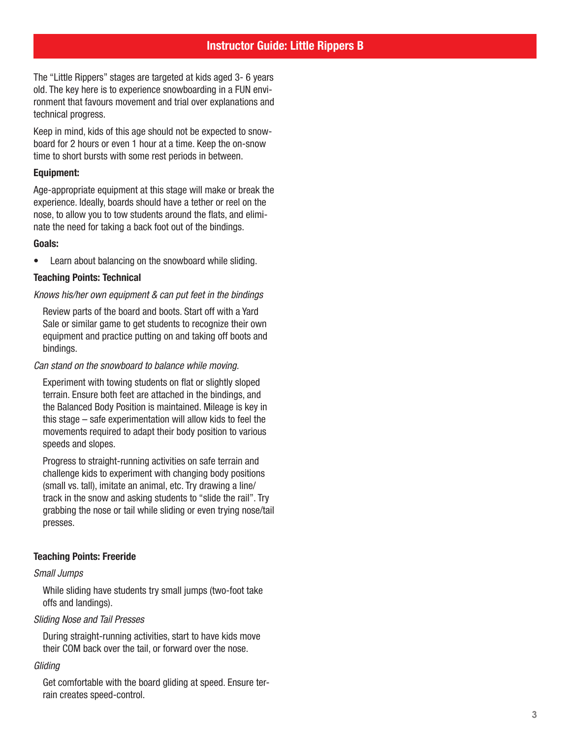# Instructor Guide: Little Rippers B

The "Little Rippers" stages are targeted at kids aged 3- 6 years old. The key here is to experience snowboarding in a FUN environment that favours movement and trial over explanations and technical progress.

Keep in mind, kids of this age should not be expected to snowboard for 2 hours or even 1 hour at a time. Keep the on-snow time to short bursts with some rest periods in between.

**Equipment:**

Age-appropriate equipment at this stage will make or break the experience. Ideally, boards should have a tether or reel on the nose, to allow you to tow students around the flats, and eliminate the need for taking a back foot out of the bindings.

**Goals:**

- Learn about balancing on the snowboard while sliding.

**Teaching Points: Technical**

*Knows his/her own equipment & can put feet in the bindings*

Review parts of the board and boots. Start off with a Yard Sale or similar game to get students to recognize their own equipment and practice putting on and taking off boots and bindings.

*Can stand on the snowboard to balance while moving.*

Experiment with towing students on flat or slightly sloped terrain. Ensure both feet are attached in the bindings, and the Balanced Body Position is maintained. Mileage is key in this stage – safe experimentation will allow kids to feel the movements required to adapt their body position to various speeds and slopes.

Progress to straight-running activities on safe terrain and challenge kids to experiment with changing body positions (small vs. tall), imitate an animal, etc. Try drawing a line/track in the snow and asking students to "slide the rail". Try grabbing the nose or tail while sliding or even trying nose/tail presses.

**Teaching Points: Freeride**

*Small Jumps*

While sliding have students try small jumps (two-foot take offs and landings).

*Sliding Nose and Tail Presses*

During straight-running activities, start to have kids move their COM back over the tail, or forward over the nose.

*Gliding*

Get comfortable with the board gliding at speed. Ensure terrain creates speed-control.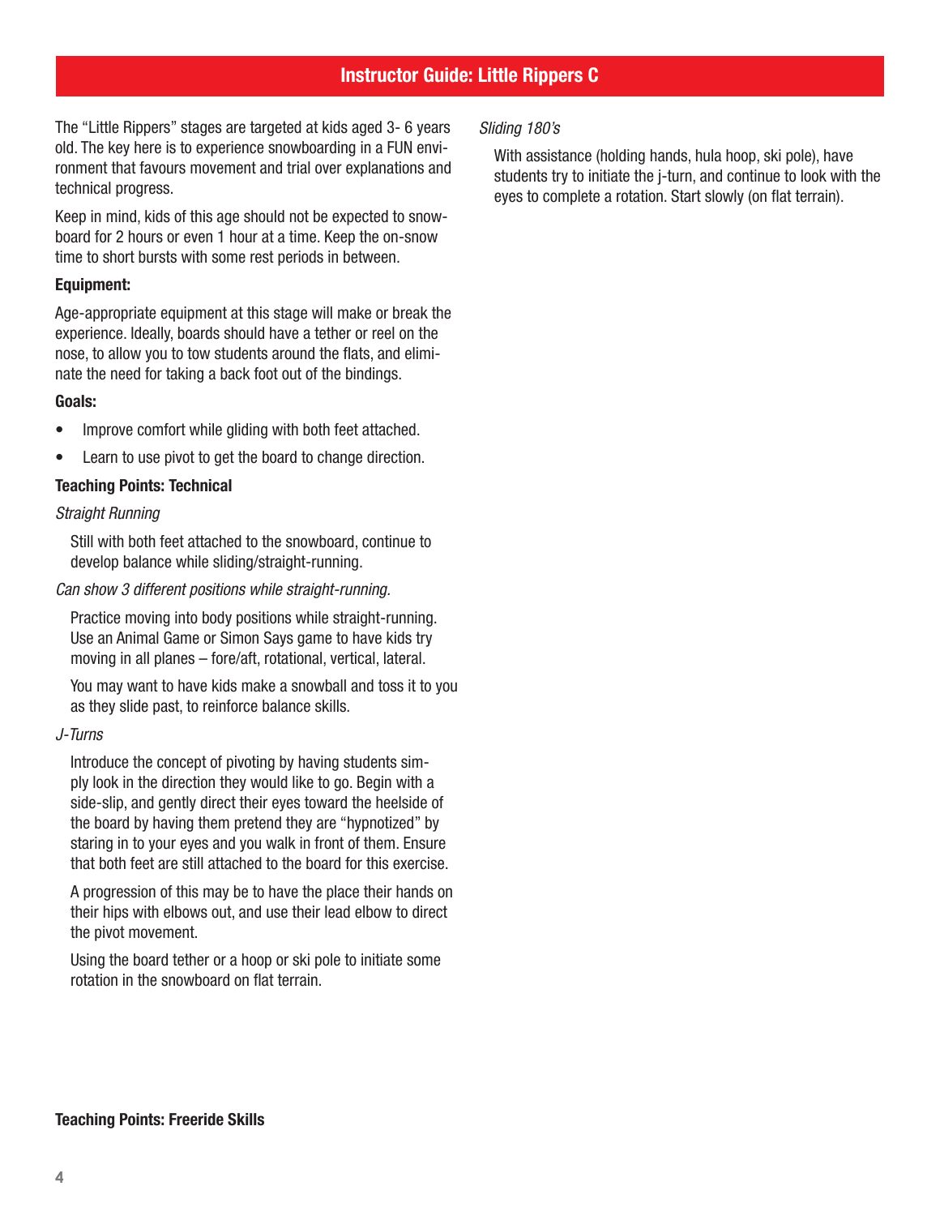# Instructor Guide: Little Rippers C

The "Little Rippers" stages are targeted at kids aged 3- 6 years old. The key here is to experience snowboarding in a FUN environment that favours movement and trial over explanations and technical progress.

Keep in mind, kids of this age should not be expected to snowboard for 2 hours or even 1 hour at a time. Keep the on-snow time to short bursts with some rest periods in between.

**Equipment:**

Age-appropriate equipment at this stage will make or break the experience. Ideally, boards should have a tether or reel on the nose, to allow you to tow students around the flats, and eliminate the need for taking a back foot out of the bindings.

**Goals:**

- Improve comfort while gliding with both feet attached.
- Learn to use pivot to get the board to change direction.

**Teaching Points: Technical**

*Straight Running*

Still with both feet attached to the snowboard, continue to develop balance while sliding/straight-running.

*Can show 3 different positions while straight-running.*

Practice moving into body positions while straight-running. Use an Animal Game or Simon Says game to have kids try moving in all planes – fore/aft, rotational, vertical, lateral.

You may want to have kids make a snowball and toss it to you as they slide past, to reinforce balance skills.

*J-Turns*

Introduce the concept of pivoting by having students simply look in the direction they would like to go. Begin with a side-slip, and gently direct their eyes toward the heelside of the board by having them pretend they are "hypnotized" by staring in to your eyes and you walk in front of them. Ensure that both feet are still attached to the board for this exercise.

A progression of this may be to have the place their hands on their hips with elbows out, and use their lead elbow to direct the pivot movement.

Using the board tether or a hoop or ski pole to initiate some rotation in the snowboard on flat terrain.

**Teaching Points: Freeride Skills**

*Sliding 180's*

With assistance (holding hands, hula hoop, ski pole), have students try to initiate the j-turn, and continue to look with the eyes to complete a rotation. Start slowly (on flat terrain).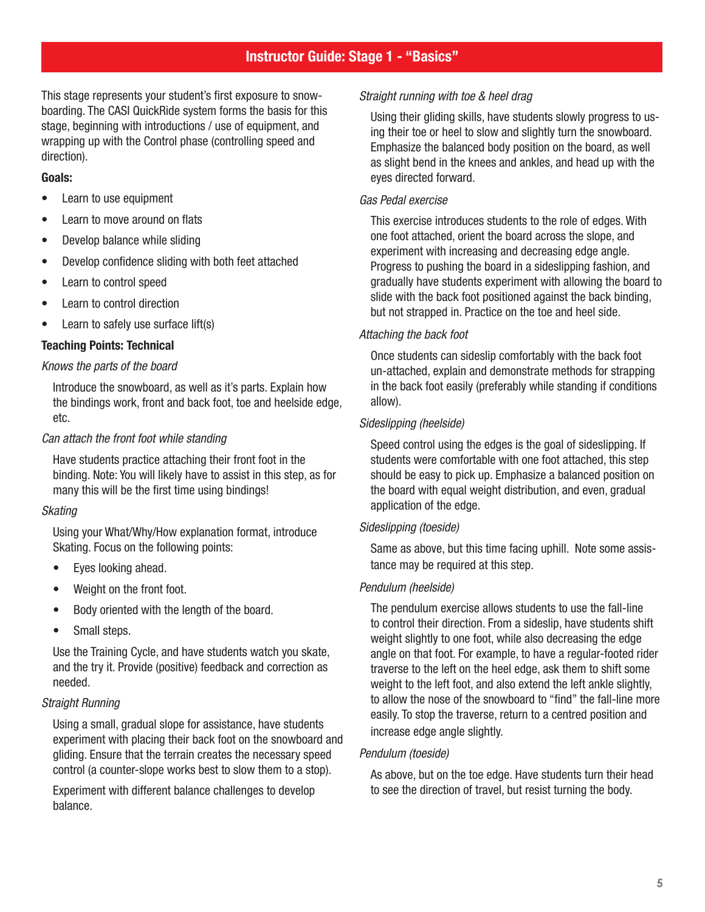# Instructor Guide: Stage 1 - "Basics"

This stage represents your student's first exposure to snowboarding. The CASI QuickRide system forms the basis for this stage, beginning with introductions / use of equipment, and wrapping up with the Control phase (controlling speed and direction).

**Goals:**

- Learn to use equipment
- Learn to move around on flats
- Develop balance while sliding
- Develop confidence sliding with both feet attached
- Learn to control speed
- Learn to control direction
- Learn to safely use surface lift(s)

**Teaching Points: Technical**

*Knows the parts of the board*

Introduce the snowboard, as well as it's parts. Explain how the bindings work, front and back foot, toe and heelside edge, etc.

*Can attach the front foot while standing*

Have students practice attaching their front foot in the binding. Note: You will likely have to assist in this step, as for many this will be the first time using bindings!

*Skating*

Using your What/Why/How explanation format, introduce Skating. Focus on the following points:

- Eyes looking ahead.
- Weight on the front foot.
- Body oriented with the length of the board.
- Small steps.

Use the Training Cycle, and have students watch you skate, and the try it. Provide (positive) feedback and correction as needed.

*Straight Running*

Using a small, gradual slope for assistance, have students experiment with placing their back foot on the snowboard and gliding. Ensure that the terrain creates the necessary speed control (a counter-slope works best to slow them to a stop).

Experiment with different balance challenges to develop balance.

*Straight running with toe & heel drag*

Using their gliding skills, have students slowly progress to using their toe or heel to slow and slightly turn the snowboard. Emphasize the balanced body position on the board, as well as slight bend in the knees and ankles, and head up with the eyes directed forward.

*Gas Pedal exercise*

This exercise introduces students to the role of edges. With one foot attached, orient the board across the slope, and experiment with increasing and decreasing edge angle. Progress to pushing the board in a sideslipping fashion, and gradually have students experiment with allowing the board to slide with the back foot positioned against the back binding, but not strapped in. Practice on the toe and heel side.

*Attaching the back foot*

Once students can sideslip comfortably with the back foot un-attached, explain and demonstrate methods for strapping in the back foot easily (preferably while standing if conditions allow).

*Sideslipping (heelside)*

Speed control using the edges is the goal of sideslipping. If students were comfortable with one foot attached, this step should be easy to pick up. Emphasize a balanced position on the board with equal weight distribution, and even, gradual application of the edge.

*Sideslipping (toeside)*

Same as above, but this time facing uphill. Note some assistance may be required at this step.

*Pendulum (heelside)*

The pendulum exercise allows students to use the fall-line to control their direction. From a sideslip, have students shift weight slightly to one foot, while also decreasing the edge angle on that foot. For example, to have a regular-footed rider traverse to the left on the heel edge, ask them to shift some weight to the left foot, and also extend the left ankle slightly, to allow the nose of the snowboard to "find" the fall-line more easily. To stop the traverse, return to a centred position and increase edge angle slightly.

*Pendulum (toeside)*

As above, but on the toe edge. Have students turn their head to see the direction of travel, but resist turning the body.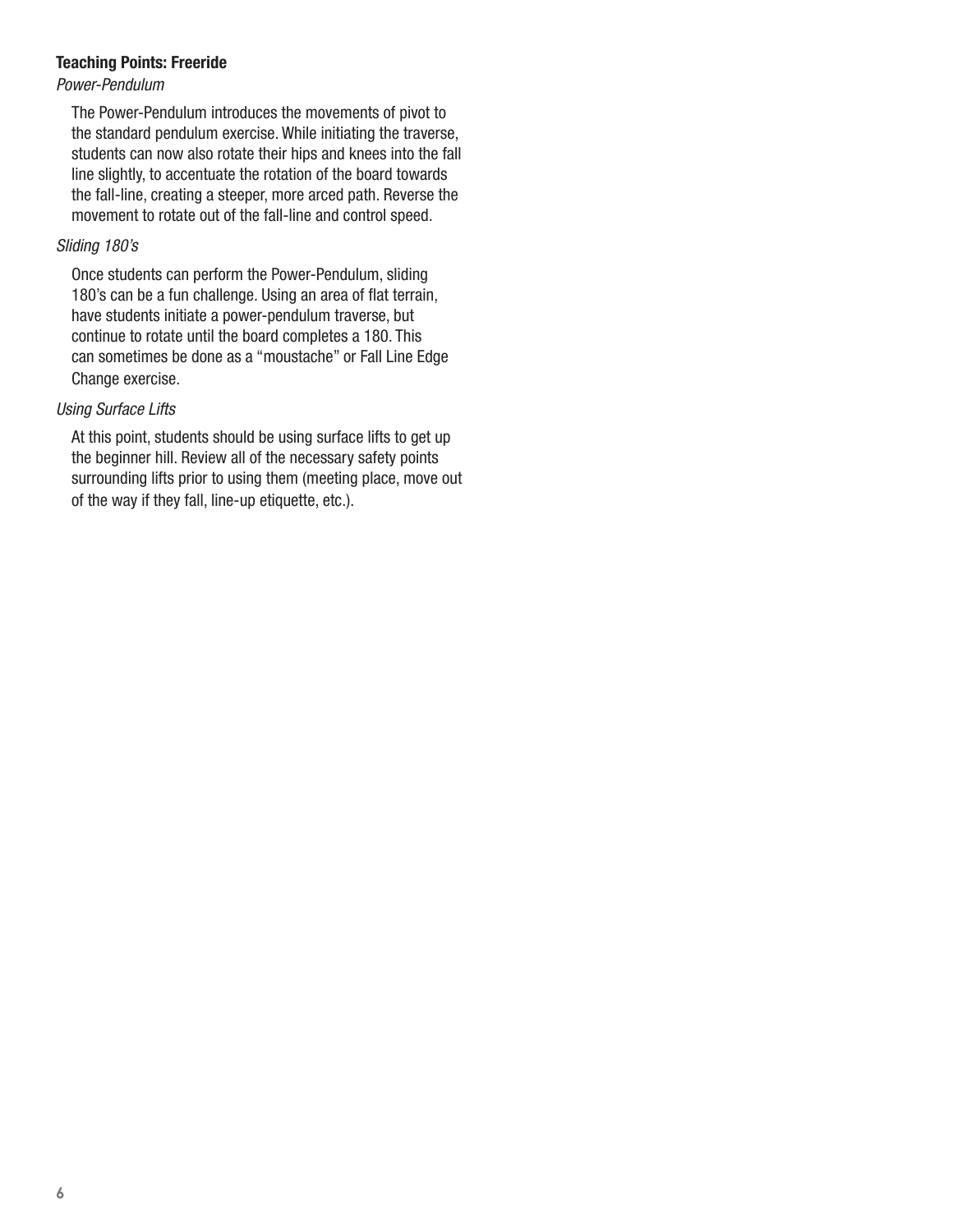**Teaching Points: Freeride**

*Power-Pendulum*

The Power-Pendulum introduces the movements of pivot to the standard pendulum exercise. While initiating the traverse, students can now also rotate their hips and knees into the fall line slightly, to accentuate the rotation of the board towards the fall-line, creating a steeper, more arced path. Reverse the movement to rotate out of the fall-line and control speed.

*Sliding 180's*

Once students can perform the Power-Pendulum, sliding 180's can be a fun challenge. Using an area of flat terrain, have students initiate a power-pendulum traverse, but continue to rotate until the board completes a 180. This can sometimes be done as a "moustache" or Fall Line Edge Change exercise.

*Using Surface Lifts*

At this point, students should be using surface lifts to get up the beginner hill. Review all of the necessary safety points surrounding lifts prior to using them (meeting place, move out of the way if they fall, line-up etiquette, etc.).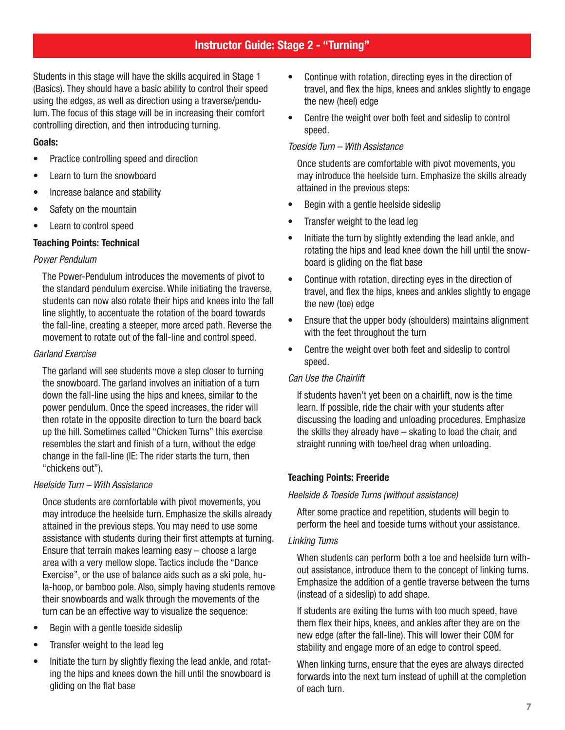## Instructor Guide: Stage 2 - "Turning"

Students in this stage will have the skills acquired in Stage 1 (Basics). They should have a basic ability to control their speed using the edges, as well as direction using a traverse/pendulum. The focus of this stage will be in increasing their comfort controlling direction, and then introducing turning.

**Goals:**

- Practice controlling speed and direction
- Learn to turn the snowboard
- Increase balance and stability
- Safety on the mountain
- Learn to control speed

**Teaching Points: Technical**

*Power Pendulum*

The Power-Pendulum introduces the movements of pivot to the standard pendulum exercise. While initiating the traverse, students can now also rotate their hips and knees into the fall line slightly, to accentuate the rotation of the board towards the fall-line, creating a steeper, more arced path. Reverse the movement to rotate out of the fall-line and control speed.

*Garland Exercise*

The garland will see students move a step closer to turning the snowboard. The garland involves an initiation of a turn down the fall-line using the hips and knees, similar to the power pendulum. Once the speed increases, the rider will then rotate in the opposite direction to turn the board back up the hill. Sometimes called "Chicken Turns" this exercise resembles the start and finish of a turn, without the edge change in the fall-line (IE: The rider starts the turn, then "chickens out").

*Heelside Turn – With Assistance*

Once students are comfortable with pivot movements, you may introduce the heelside turn. Emphasize the skills already attained in the previous steps. You may need to use some assistance with students during their first attempts at turning. Ensure that terrain makes learning easy – choose a large area with a very mellow slope. Tactics include the "Dance Exercise", or the use of balance aids such as a ski pole, hula-hoop, or bamboo pole. Also, simply having students remove their snowboards and walk through the movements of the turn can be an effective way to visualize the sequence:

- Begin with a gentle toeside sideslip
- Transfer weight to the lead leg
- Initiate the turn by slightly flexing the lead ankle, and rotating the hips and knees down the hill until the snowboard is gliding on the flat base
- Continue with rotation, directing eyes in the direction of travel, and flex the hips, knees and ankles slightly to engage the new (heel) edge
- Centre the weight over both feet and sideslip to control speed.

*Toeside Turn – With Assistance*

Once students are comfortable with pivot movements, you may introduce the heelside turn. Emphasize the skills already attained in the previous steps:

- Begin with a gentle heelside sideslip
- Transfer weight to the lead leg
- Initiate the turn by slightly extending the lead ankle, and rotating the hips and lead knee down the hill until the snowboard is gliding on the flat base
- Continue with rotation, directing eyes in the direction of travel, and flex the hips, knees and ankles slightly to engage the new (toe) edge
- Ensure that the upper body (shoulders) maintains alignment with the feet throughout the turn
- Centre the weight over both feet and sideslip to control speed.

*Can Use the Chairlift*

If students haven't yet been on a chairlift, now is the time learn. If possible, ride the chair with your students after discussing the loading and unloading procedures. Emphasize the skills they already have – skating to load the chair, and straight running with toe/heel drag when unloading.

**Teaching Points: Freeride**

*Heelside & Toeside Turns (without assistance)*

After some practice and repetition, students will begin to perform the heel and toeside turns without your assistance.

*Linking Turns*

When students can perform both a toe and heelside turn without assistance, introduce them to the concept of linking turns. Emphasize the addition of a gentle traverse between the turns (instead of a sideslip) to add shape.

If students are exiting the turns with too much speed, have them flex their hips, knees, and ankles after they are on the new edge (after the fall-line). This will lower their COM for stability and engage more of an edge to control speed.

When linking turns, ensure that the eyes are always directed forwards into the next turn instead of uphill at the completion of each turn.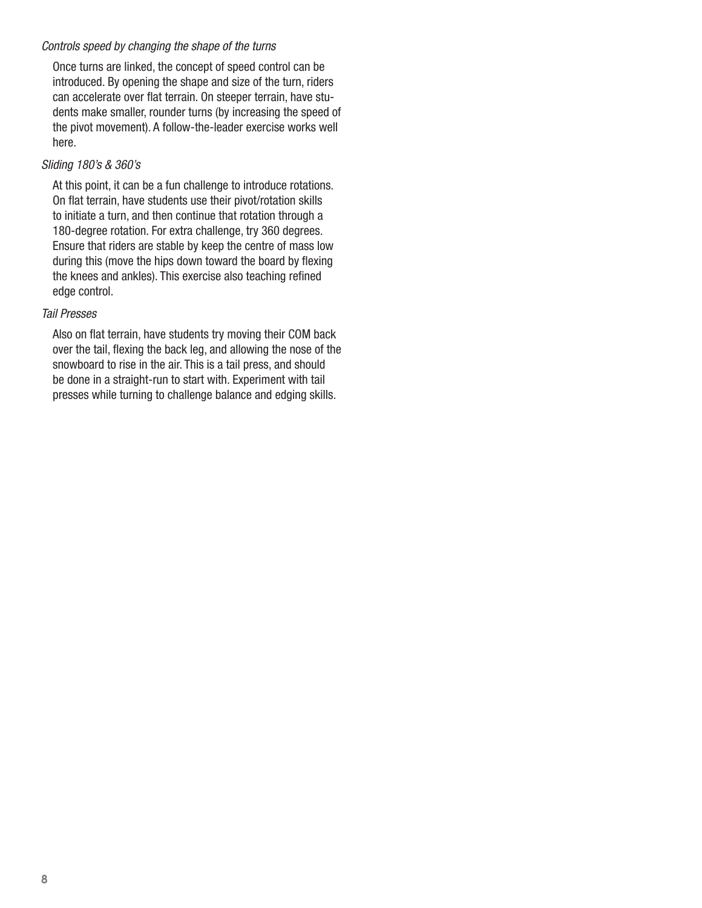*Controls speed by changing the shape of the turns*

Once turns are linked, the concept of speed control can be introduced. By opening the shape and size of the turn, riders can accelerate over flat terrain. On steeper terrain, have students make smaller, rounder turns (by increasing the speed of the pivot movement). A follow-the-leader exercise works well here.

*Sliding 180's & 360's*

At this point, it can be a fun challenge to introduce rotations. On flat terrain, have students use their pivot/rotation skills to initiate a turn, and then continue that rotation through a 180-degree rotation. For extra challenge, try 360 degrees. Ensure that riders are stable by keep the centre of mass low during this (move the hips down toward the board by flexing the knees and ankles). This exercise also teaching refined edge control.

*Tail Presses*

Also on flat terrain, have students try moving their COM back over the tail, flexing the back leg, and allowing the nose of the snowboard to rise in the air. This is a tail press, and should be done in a straight-run to start with. Experiment with tail presses while turning to challenge balance and edging skills.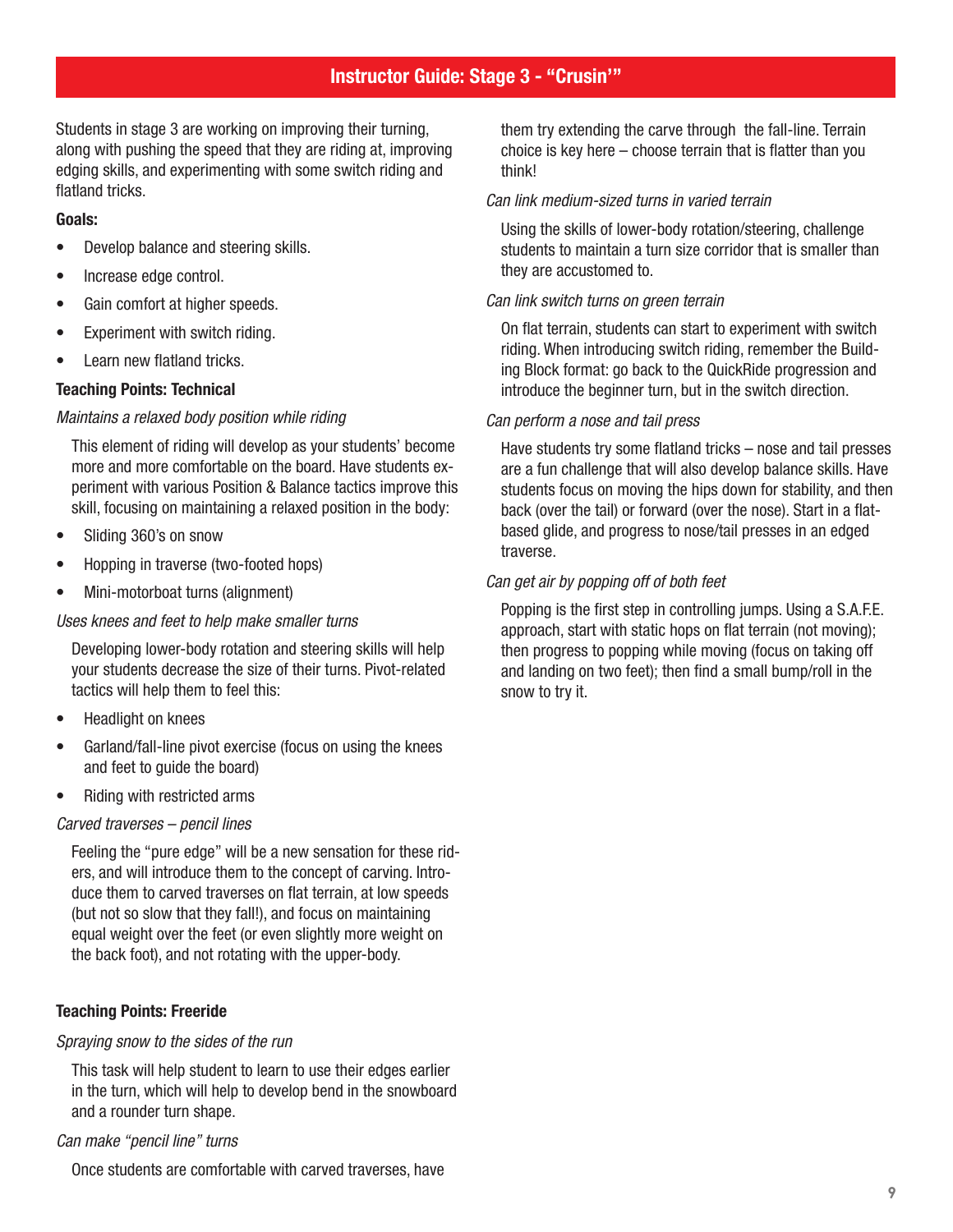# Instructor Guide: Stage 3 - "Crusin'"

Students in stage 3 are working on improving their turning, along with pushing the speed that they are riding at, improving edging skills, and experimenting with some switch riding and flatland tricks.

**Goals:**

- Develop balance and steering skills.
- Increase edge control.
- Gain comfort at higher speeds.
- Experiment with switch riding.
- Learn new flatland tricks.

**Teaching Points: Technical**

*Maintains a relaxed body position while riding*

This element of riding will develop as your students' become more and more comfortable on the board. Have students experiment with various Position & Balance tactics improve this skill, focusing on maintaining a relaxed position in the body:

- Sliding 360's on snow
- Hopping in traverse (two-footed hops)
- Mini-motorboat turns (alignment)

*Uses knees and feet to help make smaller turns*

Developing lower-body rotation and steering skills will help your students decrease the size of their turns. Pivot-related tactics will help them to feel this:

- Headlight on knees
- Garland/fall-line pivot exercise (focus on using the knees and feet to guide the board)
- Riding with restricted arms

*Carved traverses – pencil lines*

Feeling the "pure edge" will be a new sensation for these riders, and will introduce them to the concept of carving. Introduce them to carved traverses on flat terrain, at low speeds (but not so slow that they fall!), and focus on maintaining equal weight over the feet (or even slightly more weight on the back foot), and not rotating with the upper-body.

**Teaching Points: Freeride**

*Spraying snow to the sides of the run*

This task will help student to learn to use their edges earlier in the turn, which will help to develop bend in the snowboard and a rounder turn shape.

*Can make "pencil line" turns*

Once students are comfortable with carved traverses, have them try extending the carve through the fall-line. Terrain choice is key here – choose terrain that is flatter than you think!

*Can link medium-sized turns in varied terrain*

Using the skills of lower-body rotation/steering, challenge students to maintain a turn size corridor that is smaller than they are accustomed to.

*Can link switch turns on green terrain*

On flat terrain, students can start to experiment with switch riding. When introducing switch riding, remember the Building Block format: go back to the QuickRide progression and introduce the beginner turn, but in the switch direction.

*Can perform a nose and tail press*

Have students try some flatland tricks – nose and tail presses are a fun challenge that will also develop balance skills. Have students focus on moving the hips down for stability, and then back (over the tail) or forward (over the nose). Start in a flat-based glide, and progress to nose/tail presses in an edged traverse.

*Can get air by popping off of both feet*

Popping is the first step in controlling jumps. Using a S.A.F.E. approach, start with static hops on flat terrain (not moving); then progress to popping while moving (focus on taking off and landing on two feet); then find a small bump/roll in the snow to try it.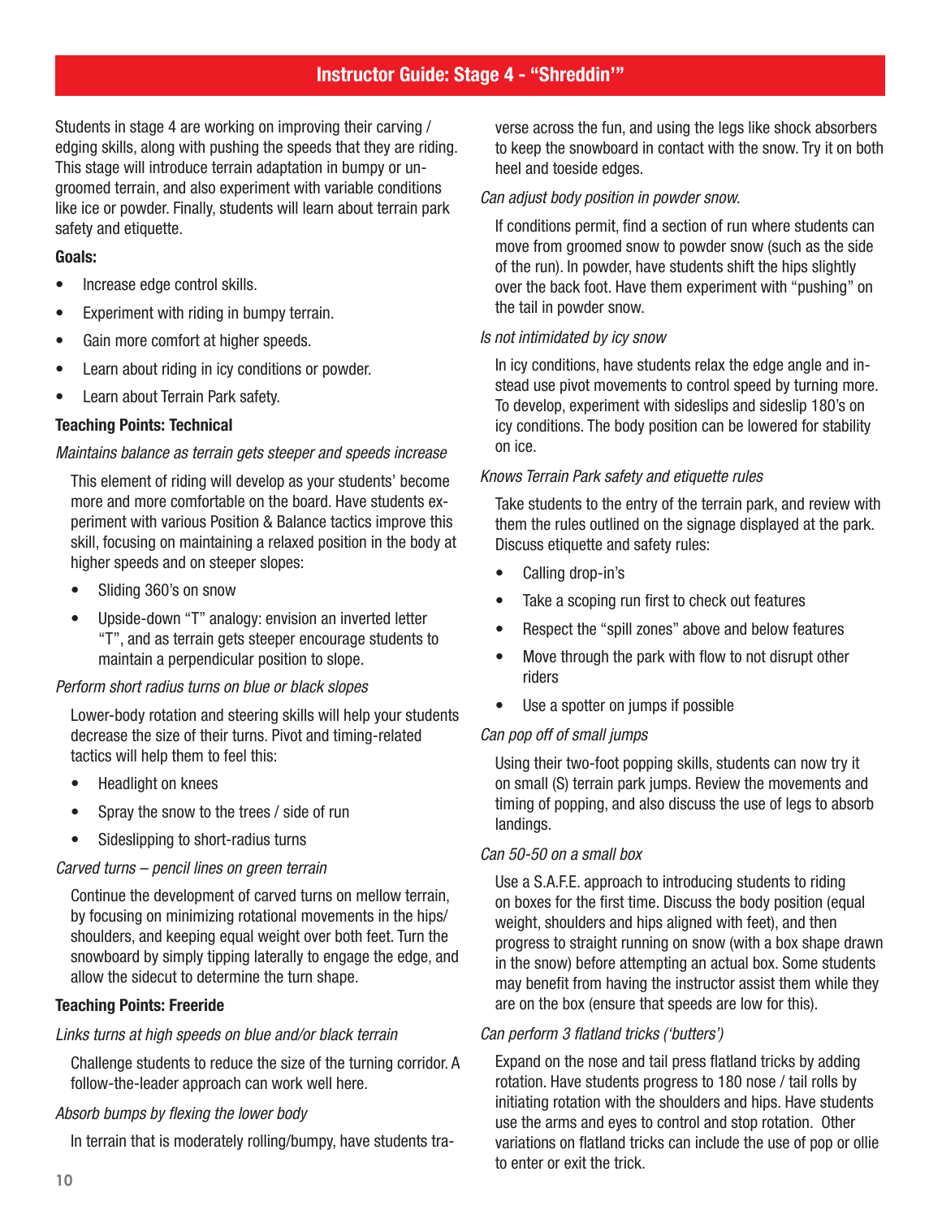## Instructor Guide: Stage 4 - “Shreddin’”

Students in stage 4 are working on improving their carving / edging skills, along with pushing the speeds that they are riding. This stage will introduce terrain adaptation in bumpy or ungroomed terrain, and also experiment with variable conditions like ice or powder. Finally, students will learn about terrain park safety and etiquette.

**Goals:**

- Increase edge control skills.
- Experiment with riding in bumpy terrain.
- Gain more comfort at higher speeds.
- Learn about riding in icy conditions or powder.
- Learn about Terrain Park safety.

**Teaching Points: Technical**

*Maintains balance as terrain gets steeper and speeds increase*

This element of riding will develop as your students’ become more and more comfortable on the board. Have students experiment with various Position & Balance tactics improve this skill, focusing on maintaining a relaxed position in the body at higher speeds and on steeper slopes:

- Sliding 360’s on snow
- Upside-down “T” analogy: envision an inverted letter “T”, and as terrain gets steeper encourage students to maintain a perpendicular position to slope.

*Perform short radius turns on blue or black slopes*

Lower-body rotation and steering skills will help your students decrease the size of their turns. Pivot and timing-related tactics will help them to feel this:

- Headlight on knees
- Spray the snow to the trees / side of run
- Sideslipping to short-radius turns

*Carved turns – pencil lines on green terrain*

Continue the development of carved turns on mellow terrain, by focusing on minimizing rotational movements in the hips/shoulders, and keeping equal weight over both feet. Turn the snowboard by simply tipping laterally to engage the edge, and allow the sidecut to determine the turn shape.

**Teaching Points: Freeride**

*Links turns at high speeds on blue and/or black terrain*

Challenge students to reduce the size of the turning corridor. A follow-the-leader approach can work well here.

*Absorb bumps by flexing the lower body*

In terrain that is moderately rolling/bumpy, have students traverse across the fun, and using the legs like shock absorbers to keep the snowboard in contact with the snow. Try it on both heel and toeside edges.

*Can adjust body position in powder snow.*

If conditions permit, find a section of run where students can move from groomed snow to powder snow (such as the side of the run). In powder, have students shift the hips slightly over the back foot. Have them experiment with “pushing” on the tail in powder snow.

*Is not intimidated by icy snow*

In icy conditions, have students relax the edge angle and instead use pivot movements to control speed by turning more. To develop, experiment with sideslips and sideslip 180’s on icy conditions. The body position can be lowered for stability on ice.

*Knows Terrain Park safety and etiquette rules*

Take students to the entry of the terrain park, and review with them the rules outlined on the signage displayed at the park. Discuss etiquette and safety rules:

- Calling drop-in’s
- Take a scoping run first to check out features
- Respect the “spill zones” above and below features
- Move through the park with flow to not disrupt other riders
- Use a spotter on jumps if possible

*Can pop off of small jumps*

Using their two-foot popping skills, students can now try it on small (S) terrain park jumps. Review the movements and timing of popping, and also discuss the use of legs to absorb landings.

*Can 50-50 on a small box*

Use a S.A.F.E. approach to introducing students to riding on boxes for the first time. Discuss the body position (equal weight, shoulders and hips aligned with feet), and then progress to straight running on snow (with a box shape drawn in the snow) before attempting an actual box. Some students may benefit from having the instructor assist them while they are on the box (ensure that speeds are low for this).

*Can perform 3 flatland tricks (‘butters’)*

Expand on the nose and tail press flatland tricks by adding rotation. Have students progress to 180 nose / tail rolls by initiating rotation with the shoulders and hips. Have students use the arms and eyes to control and stop rotation. Other variations on flatland tricks can include the use of pop or ollie to enter or exit the trick.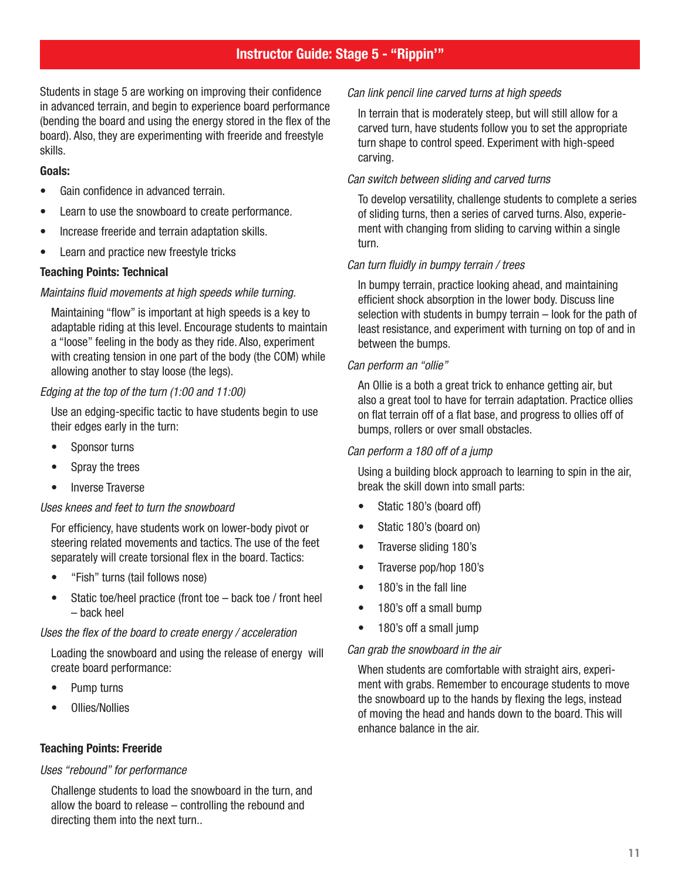# Instructor Guide: Stage 5 - "Rippin'"

Students in stage 5 are working on improving their confidence in advanced terrain, and begin to experience board performance (bending the board and using the energy stored in the flex of the board). Also, they are experimenting with freeride and freestyle skills.

**Goals:**

- Gain confidence in advanced terrain.
- Learn to use the snowboard to create performance.
- Increase freeride and terrain adaptation skills.
- Learn and practice new freestyle tricks

**Teaching Points: Technical**

*Maintains fluid movements at high speeds while turning.*

Maintaining "flow" is important at high speeds is a key to adaptable riding at this level. Encourage students to maintain a "loose" feeling in the body as they ride. Also, experiment with creating tension in one part of the body (the COM) while allowing another to stay loose (the legs).

*Edging at the top of the turn (1:00 and 11:00)*

Use an edging-specific tactic to have students begin to use their edges early in the turn:

- Sponsor turns
- Spray the trees
- Inverse Traverse

*Uses knees and feet to turn the snowboard*

For efficiency, have students work on lower-body pivot or steering related movements and tactics. The use of the feet separately will create torsional flex in the board. Tactics:

- "Fish" turns (tail follows nose)
- Static toe/heel practice (front toe – back toe / front heel – back heel

*Uses the flex of the board to create energy / acceleration*

Loading the snowboard and using the release of energy will create board performance:

- Pump turns
- Ollies/Nollies

**Teaching Points: Freeride**

*Uses "rebound" for performance*

Challenge students to load the snowboard in the turn, and allow the board to release – controlling the rebound and directing them into the next turn..

*Can link pencil line carved turns at high speeds*

In terrain that is moderately steep, but will still allow for a carved turn, have students follow you to set the appropriate turn shape to control speed. Experiment with high-speed carving.

*Can switch between sliding and carved turns*

To develop versatility, challenge students to complete a series of sliding turns, then a series of carved turns. Also, experiement with changing from sliding to carving within a single turn.

*Can turn fluidly in bumpy terrain / trees*

In bumpy terrain, practice looking ahead, and maintaining efficient shock absorption in the lower body. Discuss line selection with students in bumpy terrain – look for the path of least resistance, and experiment with turning on top of and in between the bumps.

*Can perform an "ollie"*

An Ollie is a both a great trick to enhance getting air, but also a great tool to have for terrain adaptation. Practice ollies on flat terrain off of a flat base, and progress to ollies off of bumps, rollers or over small obstacles.

*Can perform a 180 off of a jump*

Using a building block approach to learning to spin in the air, break the skill down into small parts:

- Static 180's (board off)
- Static 180's (board on)
- Traverse sliding 180's
- Traverse pop/hop 180's
- 180's in the fall line
- 180's off a small bump
- 180's off a small jump

*Can grab the snowboard in the air*

When students are comfortable with straight airs, experiment with grabs. Remember to encourage students to move the snowboard up to the hands by flexing the legs, instead of moving the head and hands down to the board. This will enhance balance in the air.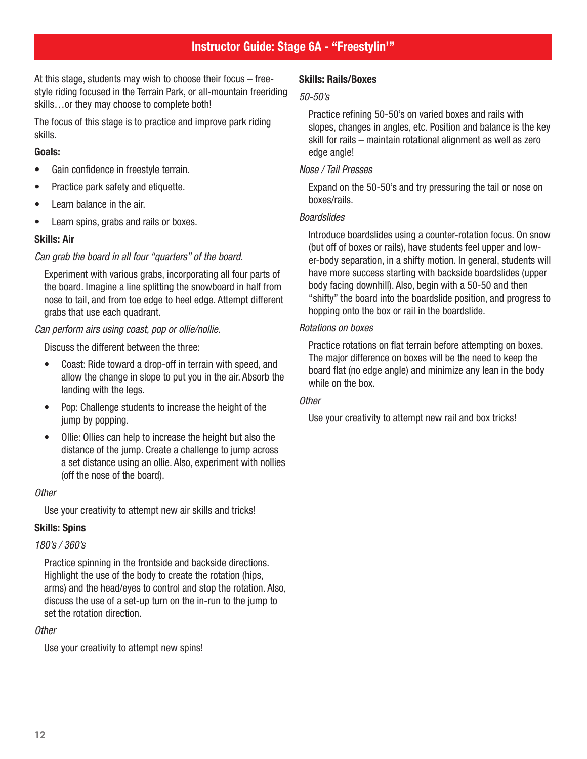## Instructor Guide: Stage 6A - "Freestylin'"

At this stage, students may wish to choose their focus – freestyle riding focused in the Terrain Park, or all-mountain freeriding skills…or they may choose to complete both!

The focus of this stage is to practice and improve park riding skills.

**Goals:**

- Gain confidence in freestyle terrain.
- Practice park safety and etiquette.
- Learn balance in the air.
- Learn spins, grabs and rails or boxes.

**Skills: Air**

*Can grab the board in all four "quarters" of the board.*

Experiment with various grabs, incorporating all four parts of the board. Imagine a line splitting the snowboard in half from nose to tail, and from toe edge to heel edge. Attempt different grabs that use each quadrant.

*Can perform airs using coast, pop or ollie/nollie.*

Discuss the different between the three:

- Coast: Ride toward a drop-off in terrain with speed, and allow the change in slope to put you in the air. Absorb the landing with the legs.
- Pop: Challenge students to increase the height of the jump by popping.
- Ollie: Ollies can help to increase the height but also the distance of the jump. Create a challenge to jump across a set distance using an ollie. Also, experiment with nollies (off the nose of the board).

*Other*

Use your creativity to attempt new air skills and tricks!

**Skills: Spins**

*180's / 360's*

Practice spinning in the frontside and backside directions. Highlight the use of the body to create the rotation (hips, arms) and the head/eyes to control and stop the rotation. Also, discuss the use of a set-up turn on the in-run to the jump to set the rotation direction.

*Other*

Use your creativity to attempt new spins!

**Skills: Rails/Boxes**

*50-50's*

Practice refining 50-50's on varied boxes and rails with slopes, changes in angles, etc. Position and balance is the key skill for rails – maintain rotational alignment as well as zero edge angle!

*Nose / Tail Presses*

Expand on the 50-50's and try pressuring the tail or nose on boxes/rails.

*Boardslides*

Introduce boardslides using a counter-rotation focus. On snow (but off of boxes or rails), have students feel upper and lower-body separation, in a shifty motion. In general, students will have more success starting with backside boardslides (upper body facing downhill). Also, begin with a 50-50 and then "shifty" the board into the boardslide position, and progress to hopping onto the box or rail in the boardslide.

*Rotations on boxes*

Practice rotations on flat terrain before attempting on boxes. The major difference on boxes will be the need to keep the board flat (no edge angle) and minimize any lean in the body while on the box.

*Other*

Use your creativity to attempt new rail and box tricks!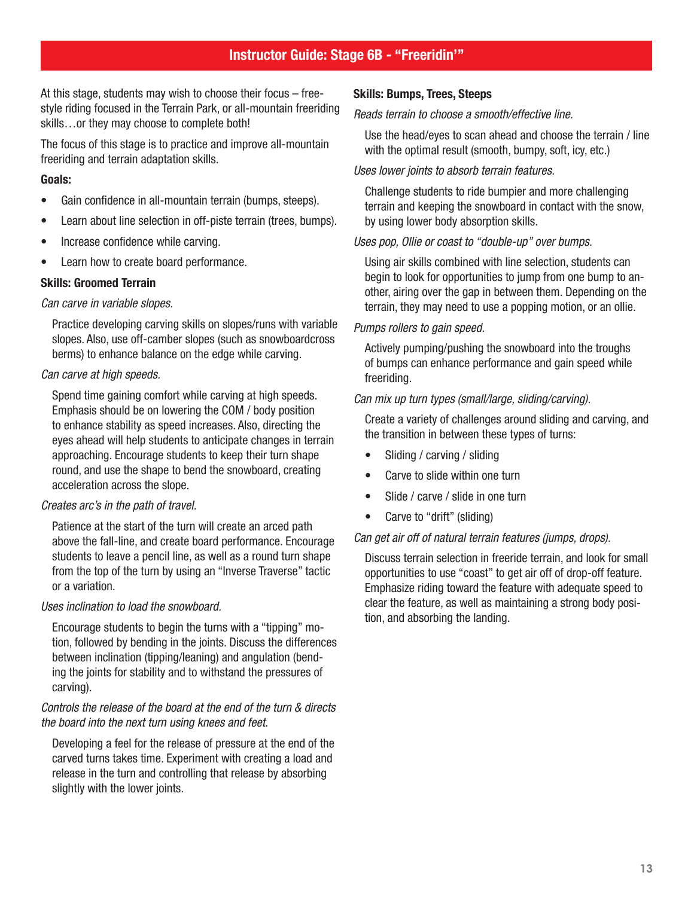# Instructor Guide: Stage 6B - "Freeridin'"

At this stage, students may wish to choose their focus – freestyle riding focused in the Terrain Park, or all-mountain freeriding skills…or they may choose to complete both!

The focus of this stage is to practice and improve all-mountain freeriding and terrain adaptation skills.

**Goals:**

- Gain confidence in all-mountain terrain (bumps, steeps).
- Learn about line selection in off-piste terrain (trees, bumps).
- Increase confidence while carving.
- Learn how to create board performance.

**Skills: Groomed Terrain**

*Can carve in variable slopes.*

Practice developing carving skills on slopes/runs with variable slopes. Also, use off-camber slopes (such as snowboardcross berms) to enhance balance on the edge while carving.

*Can carve at high speeds.*

Spend time gaining comfort while carving at high speeds. Emphasis should be on lowering the COM / body position to enhance stability as speed increases. Also, directing the eyes ahead will help students to anticipate changes in terrain approaching. Encourage students to keep their turn shape round, and use the shape to bend the snowboard, creating acceleration across the slope.

*Creates arc's in the path of travel.*

Patience at the start of the turn will create an arced path above the fall-line, and create board performance. Encourage students to leave a pencil line, as well as a round turn shape from the top of the turn by using an "Inverse Traverse" tactic or a variation.

*Uses inclination to load the snowboard.*

Encourage students to begin the turns with a "tipping" motion, followed by bending in the joints. Discuss the differences between inclination (tipping/leaning) and angulation (bending the joints for stability and to withstand the pressures of carving).

*Controls the release of the board at the end of the turn & directs the board into the next turn using knees and feet.*

Developing a feel for the release of pressure at the end of the carved turns takes time. Experiment with creating a load and release in the turn and controlling that release by absorbing slightly with the lower joints.

**Skills: Bumps, Trees, Steeps**

*Reads terrain to choose a smooth/effective line.*

Use the head/eyes to scan ahead and choose the terrain / line with the optimal result (smooth, bumpy, soft, icy, etc.)

*Uses lower joints to absorb terrain features.*

Challenge students to ride bumpier and more challenging terrain and keeping the snowboard in contact with the snow, by using lower body absorption skills.

*Uses pop, Ollie or coast to "double-up" over bumps.*

Using air skills combined with line selection, students can begin to look for opportunities to jump from one bump to another, airing over the gap in between them. Depending on the terrain, they may need to use a popping motion, or an ollie.

*Pumps rollers to gain speed.*

Actively pumping/pushing the snowboard into the troughs of bumps can enhance performance and gain speed while freeriding.

*Can mix up turn types (small/large, sliding/carving).*

Create a variety of challenges around sliding and carving, and the transition in between these types of turns:

- Sliding / carving / sliding
- Carve to slide within one turn
- Slide / carve / slide in one turn
- Carve to "drift" (sliding)

*Can get air off of natural terrain features (jumps, drops).*

Discuss terrain selection in freeride terrain, and look for small opportunities to use "coast" to get air off of drop-off feature. Emphasize riding toward the feature with adequate speed to clear the feature, as well as maintaining a strong body position, and absorbing the landing.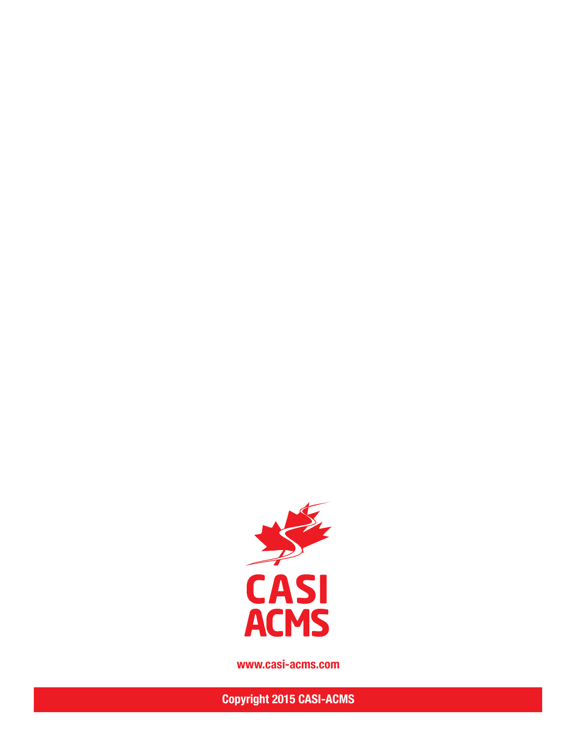CASI
ACMS

www.casi-acms.com

**Copyright 2015 CASI-ACMS**